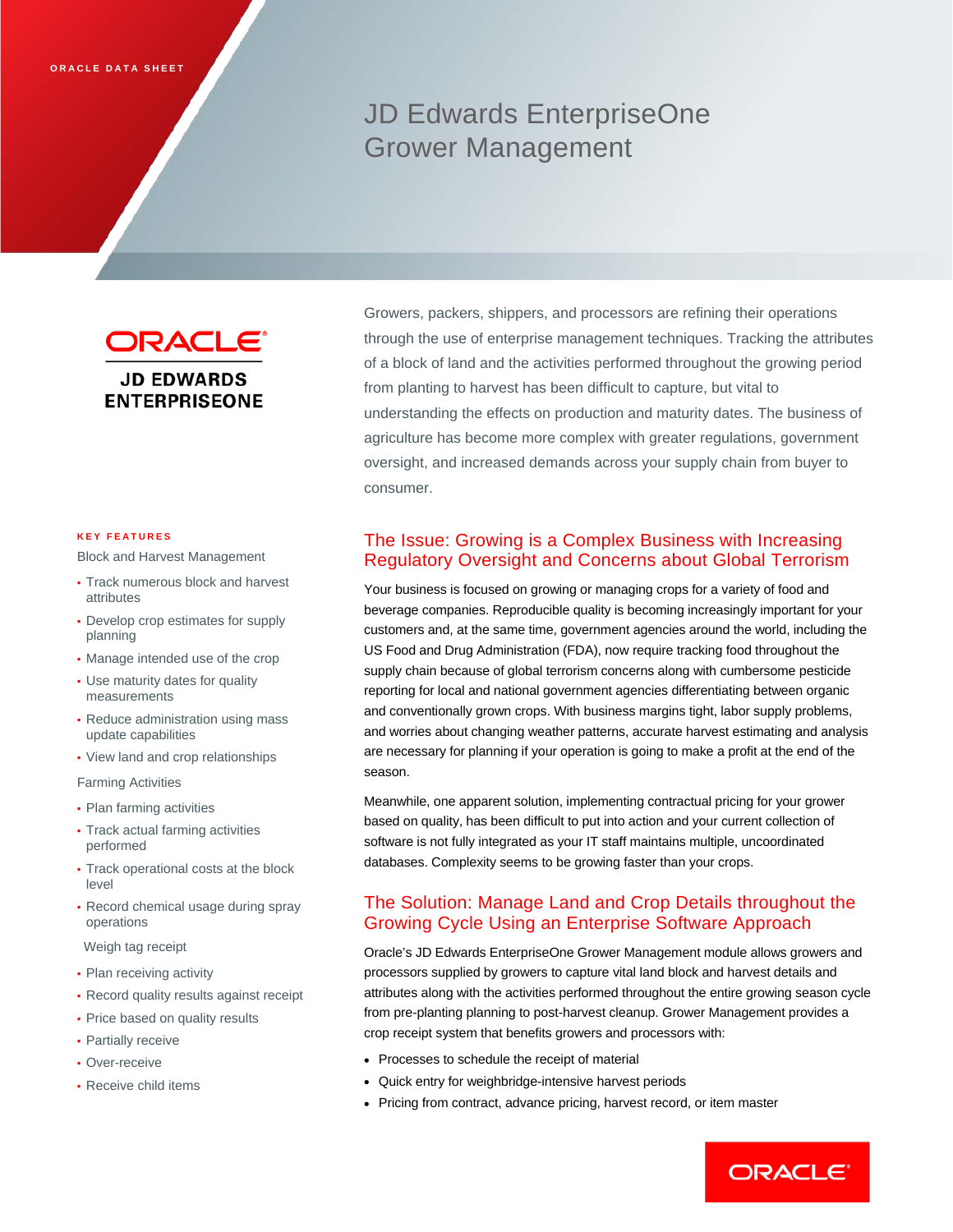ORACLE DATA SHEET

# JD Edwards EnterpriseOne Grower Management

ORACLE
JD EDWARDS ENTERPRISEONE

Growers, packers, shippers, and processors are refining their operations through the use of enterprise management techniques. Tracking the attributes of a block of land and the activities performed throughout the growing period from planting to harvest has been difficult to capture, but vital to understanding the effects on production and maturity dates. The business of agriculture has become more complex with greater regulations, government oversight, and increased demands across your supply chain from buyer to consumer.

## The Issue: Growing is a Complex Business with Increasing Regulatory Oversight and Concerns about Global Terrorism

Your business is focused on growing or managing crops for a variety of food and beverage companies. Reproducible quality is becoming increasingly important for your customers and, at the same time, government agencies around the world, including the US Food and Drug Administration (FDA), now require tracking food throughout the supply chain because of global terrorism concerns along with cumbersome pesticide reporting for local and national government agencies differentiating between organic and conventionally grown crops. With business margins tight, labor supply problems, and worries about changing weather patterns, accurate harvest estimating and analysis are necessary for planning if your operation is going to make a profit at the end of the season.

Meanwhile, one apparent solution, implementing contractual pricing for your grower based on quality, has been difficult to put into action and your current collection of software is not fully integrated as your IT staff maintains multiple, uncoordinated databases. Complexity seems to be growing faster than your crops.

## The Solution: Manage Land and Crop Details throughout the Growing Cycle Using an Enterprise Software Approach

Oracle's JD Edwards EnterpriseOne Grower Management module allows growers and processors supplied by growers to capture vital land block and harvest details and attributes along with the activities performed throughout the entire growing season cycle from pre-planting planning to post-harvest cleanup. Grower Management provides a crop receipt system that benefits growers and processors with:

- Processes to schedule the receipt of material
- Quick entry for weighbridge-intensive harvest periods
- Pricing from contract, advance pricing, harvest record, or item master

### KEY FEATURES

Block and Harvest Management

- Track numerous block and harvest attributes
- Develop crop estimates for supply planning
- Manage intended use of the crop
- Use maturity dates for quality measurements
- Reduce administration using mass update capabilities
- View land and crop relationships

Farming Activities

- Plan farming activities
- Track actual farming activities performed
- Track operational costs at the block level
- Record chemical usage during spray operations

Weigh tag receipt

- Plan receiving activity
- Record quality results against receipt
- Price based on quality results
- Partially receive
- Over-receive
- Receive child items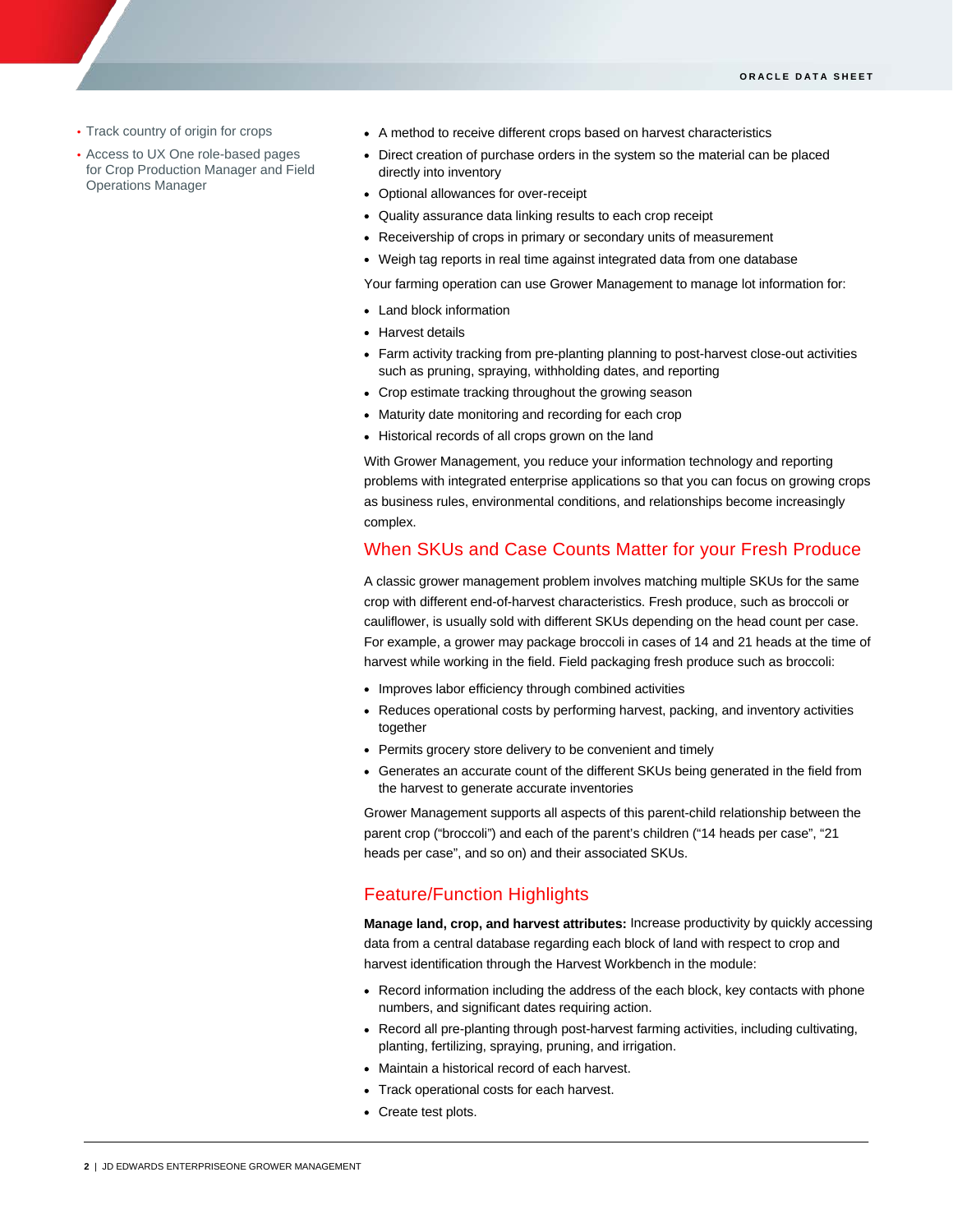- Track country of origin for crops
- Access to UX One role-based pages for Crop Production Manager and Field Operations Manager

- A method to receive different crops based on harvest characteristics
- Direct creation of purchase orders in the system so the material can be placed directly into inventory
- Optional allowances for over-receipt
- Quality assurance data linking results to each crop receipt
- Receivership of crops in primary or secondary units of measurement
- Weigh tag reports in real time against integrated data from one database

Your farming operation can use Grower Management to manage lot information for:

- Land block information
- Harvest details
- Farm activity tracking from pre-planting planning to post-harvest close-out activities such as pruning, spraying, withholding dates, and reporting
- Crop estimate tracking throughout the growing season
- Maturity date monitoring and recording for each crop
- Historical records of all crops grown on the land

With Grower Management, you reduce your information technology and reporting problems with integrated enterprise applications so that you can focus on growing crops as business rules, environmental conditions, and relationships become increasingly complex.

## When SKUs and Case Counts Matter for your Fresh Produce

A classic grower management problem involves matching multiple SKUs for the same crop with different end-of-harvest characteristics. Fresh produce, such as broccoli or cauliflower, is usually sold with different SKUs depending on the head count per case. For example, a grower may package broccoli in cases of 14 and 21 heads at the time of harvest while working in the field. Field packaging fresh produce such as broccoli:

- Improves labor efficiency through combined activities
- Reduces operational costs by performing harvest, packing, and inventory activities together
- Permits grocery store delivery to be convenient and timely
- Generates an accurate count of the different SKUs being generated in the field from the harvest to generate accurate inventories

Grower Management supports all aspects of this parent-child relationship between the parent crop ("broccoli") and each of the parent's children ("14 heads per case", "21 heads per case", and so on) and their associated SKUs.

## Feature/Function Highlights

**Manage land, crop, and harvest attributes:** Increase productivity by quickly accessing data from a central database regarding each block of land with respect to crop and harvest identification through the Harvest Workbench in the module:

- Record information including the address of the each block, key contacts with phone numbers, and significant dates requiring action.
- Record all pre-planting through post-harvest farming activities, including cultivating, planting, fertilizing, spraying, pruning, and irrigation.
- Maintain a historical record of each harvest.
- Track operational costs for each harvest.
- Create test plots.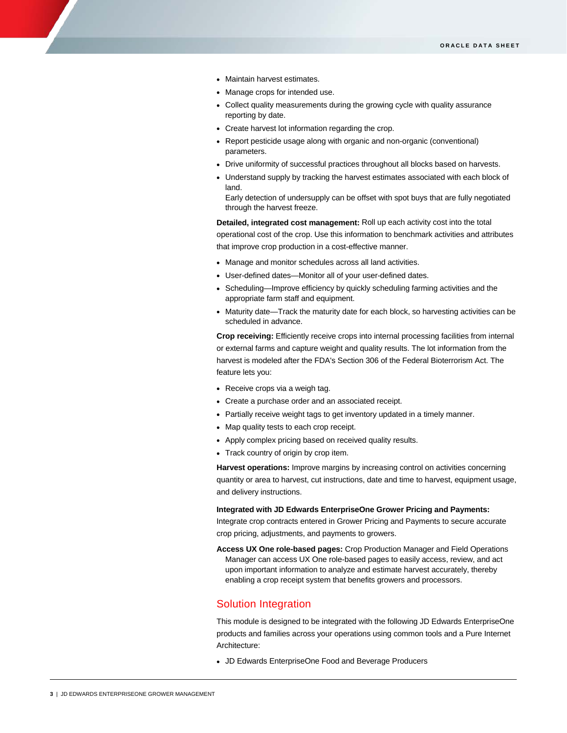- Maintain harvest estimates.
- Manage crops for intended use.
- Collect quality measurements during the growing cycle with quality assurance reporting by date.
- Create harvest lot information regarding the crop.
- Report pesticide usage along with organic and non-organic (conventional) parameters.
- Drive uniformity of successful practices throughout all blocks based on harvests.
- Understand supply by tracking the harvest estimates associated with each block of land.
  Early detection of undersupply can be offset with spot buys that are fully negotiated through the harvest freeze.

**Detailed, integrated cost management:** Roll up each activity cost into the total operational cost of the crop. Use this information to benchmark activities and attributes that improve crop production in a cost-effective manner.

- Manage and monitor schedules across all land activities.
- User-defined dates—Monitor all of your user-defined dates.
- Scheduling—Improve efficiency by quickly scheduling farming activities and the appropriate farm staff and equipment.
- Maturity date—Track the maturity date for each block, so harvesting activities can be scheduled in advance.

**Crop receiving:** Efficiently receive crops into internal processing facilities from internal or external farms and capture weight and quality results. The lot information from the harvest is modeled after the FDA's Section 306 of the Federal Bioterrorism Act. The feature lets you:

- Receive crops via a weigh tag.
- Create a purchase order and an associated receipt.
- Partially receive weight tags to get inventory updated in a timely manner.
- Map quality tests to each crop receipt.
- Apply complex pricing based on received quality results.
- Track country of origin by crop item.

**Harvest operations:** Improve margins by increasing control on activities concerning quantity or area to harvest, cut instructions, date and time to harvest, equipment usage, and delivery instructions.

**Integrated with JD Edwards EnterpriseOne Grower Pricing and Payments:** Integrate crop contracts entered in Grower Pricing and Payments to secure accurate crop pricing, adjustments, and payments to growers.

**Access UX One role-based pages:** Crop Production Manager and Field Operations Manager can access UX One role-based pages to easily access, review, and act upon important information to analyze and estimate harvest accurately, thereby enabling a crop receipt system that benefits growers and processors.

## Solution Integration

This module is designed to be integrated with the following JD Edwards EnterpriseOne products and families across your operations using common tools and a Pure Internet Architecture:

- JD Edwards EnterpriseOne Food and Beverage Producers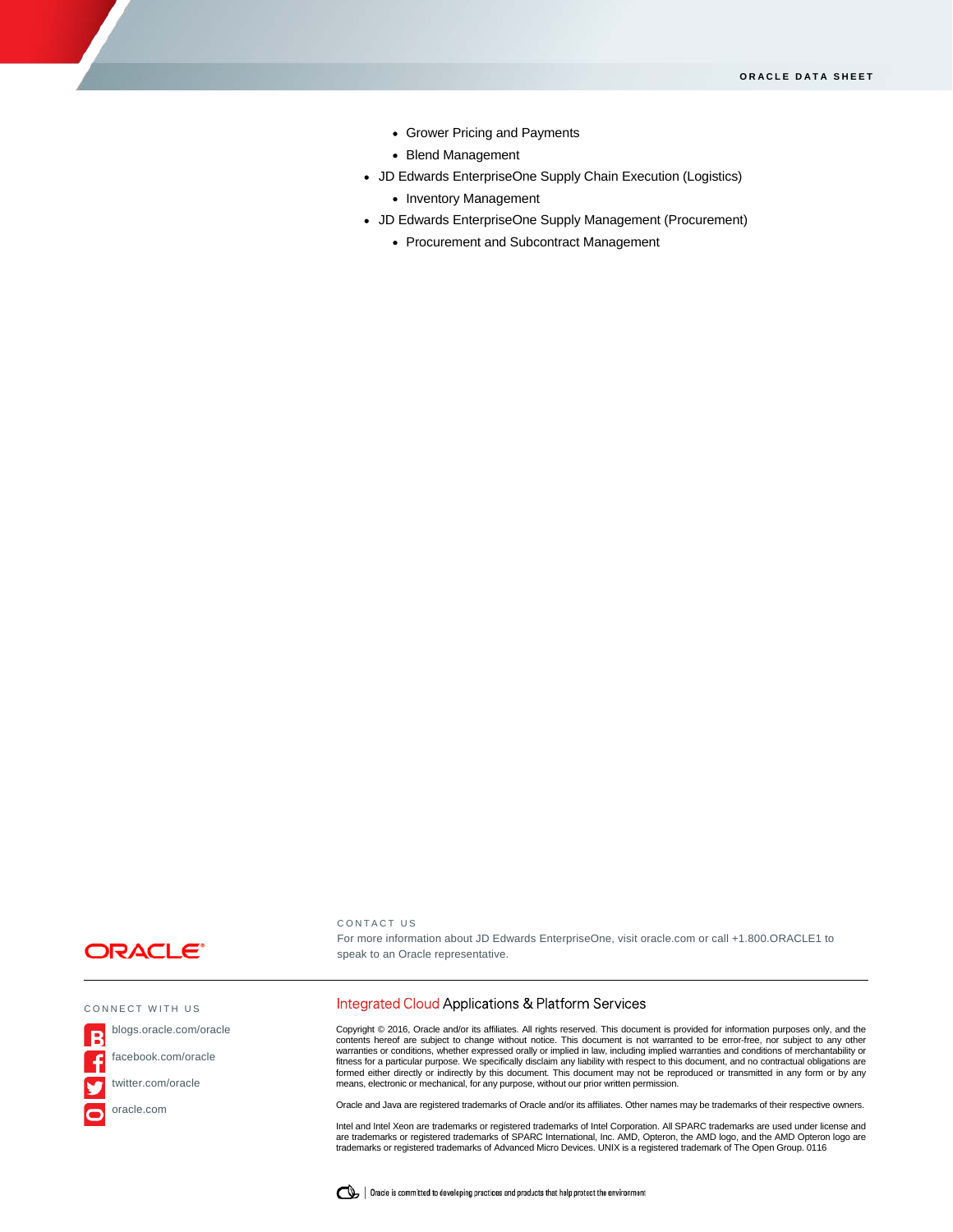- Grower Pricing and Payments
    - Blend Management
- JD Edwards EnterpriseOne Supply Chain Execution (Logistics)
    - Inventory Management
- JD Edwards EnterpriseOne Supply Management (Procurement)
    - Procurement and Subcontract Management

ORACLE

CONTACT US

For more information about JD Edwards EnterpriseOne, visit oracle.com or call +1.800.ORACLE1 to speak to an Oracle representative.

CONNECT WITH US

- blogs.oracle.com/oracle
- facebook.com/oracle
- twitter.com/oracle
- oracle.com

Integrated Cloud Applications & Platform Services

Copyright © 2016, Oracle and/or its affiliates. All rights reserved. This document is provided for information purposes only, and the contents hereof are subject to change without notice. This document is not warranted to be error-free, nor subject to any other warranties or conditions, whether expressed orally or implied in law, including implied warranties and conditions of merchantability or fitness for a particular purpose. We specifically disclaim any liability with respect to this document, and no contractual obligations are formed either directly or indirectly by this document. This document may not be reproduced or transmitted in any form or by any means, electronic or mechanical, for any purpose, without our prior written permission.

Oracle and Java are registered trademarks of Oracle and/or its affiliates. Other names may be trademarks of their respective owners.

Intel and Intel Xeon are trademarks or registered trademarks of Intel Corporation. All SPARC trademarks are used under license and are trademarks or registered trademarks of SPARC International, Inc. AMD, Opteron, the AMD logo, and the AMD Opteron logo are trademarks or registered trademarks of Advanced Micro Devices. UNIX is a registered trademark of The Open Group. 0116

Oracle is committed to developing practices and products that help protect the environment